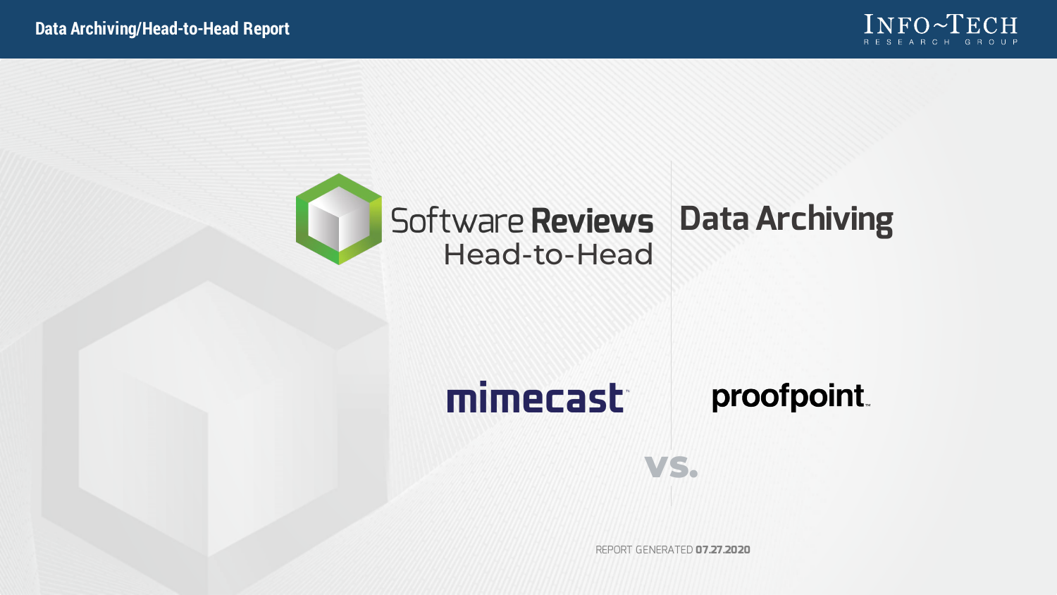# Software Reviews Head-to-Head

## Data Archiving

**mimecast** vs. **proofpoint**

REPORT GENERATED **07.27.2020**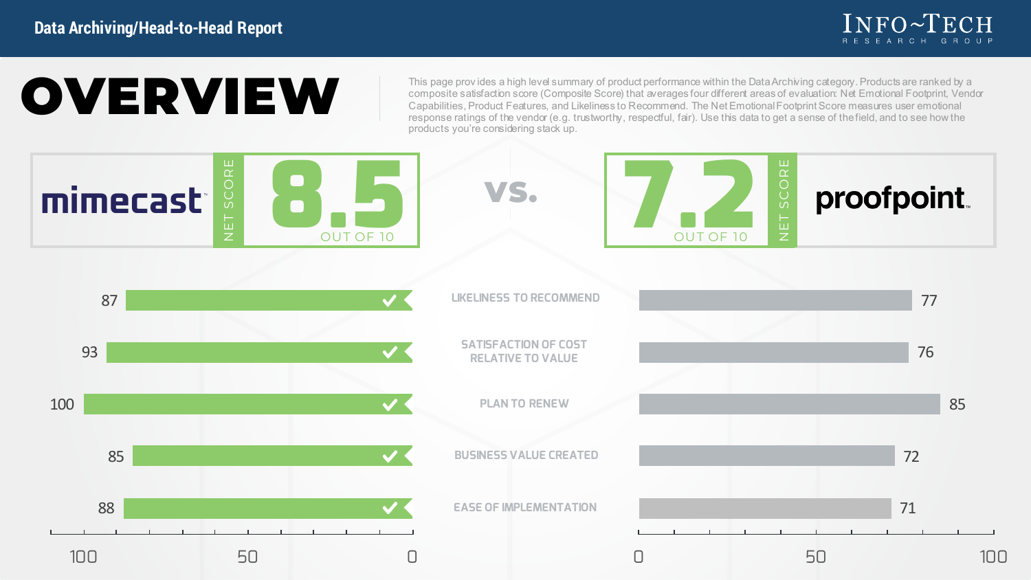# OVERVIEW

This page provides a high level summary of product performance within the Data Archiving category. Products are ranked by a composite satisfaction score (Composite Score) that averages four different areas of evaluation: Net Emotional Footprint, Vendor Capabilities, Product Features, and Likeliness to Recommend. The Net Emotional Footprint Score measures user emotional response ratings of the vendor (e.g. trustworthy, respectful, fair). Use this data to get a sense of the field, and to see how the products you're considering stack up.

**mimecast** — NET SCORE **8.5** OUT OF 10

vs.

**proofpoint** — NET SCORE **7.2** OUT OF 10

| mimecast | | proofpoint |
|---|---|---|
| 87 | LIKELINESS TO RECOMMEND | 77 |
| 93 | SATISFACTION OF COST RELATIVE TO VALUE | 76 |
| 100 | PLAN TO RENEW | 85 |
| 85 | BUSINESS VALUE CREATED | 72 |
| 88 | EASE OF IMPLEMENTATION | 71 |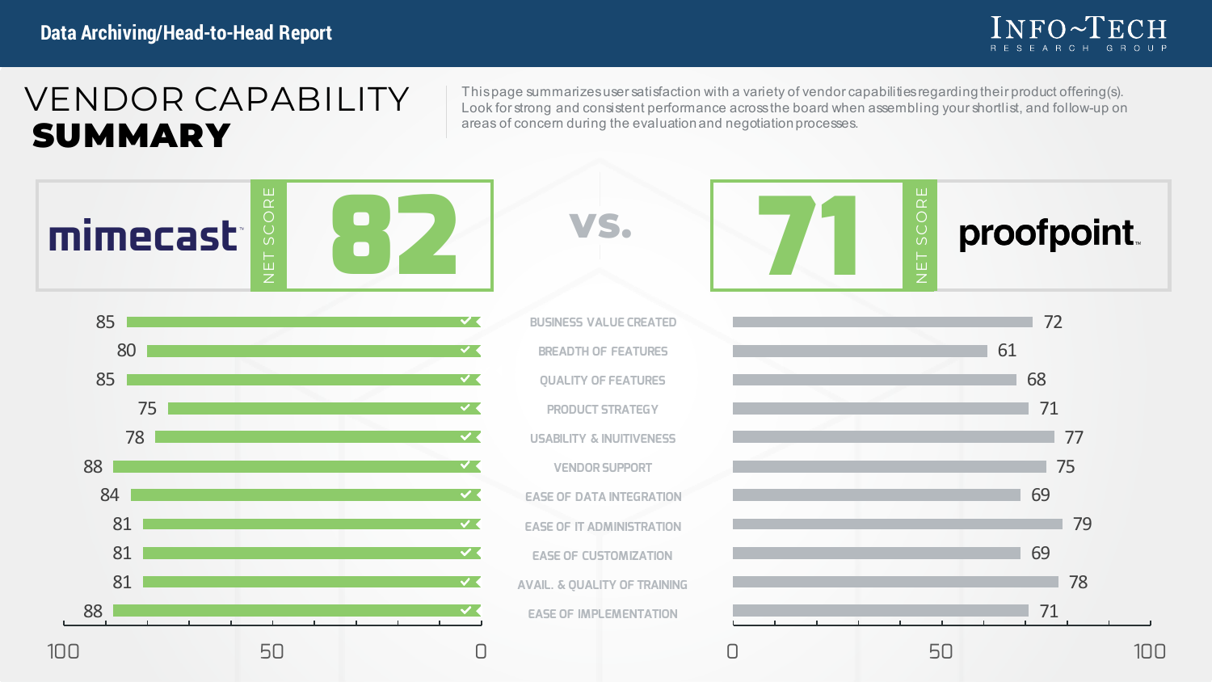Data Archiving/Head-to-Head Report

# VENDOR CAPABILITY **SUMMARY**

This page summarizes user satisfaction with a variety of vendor capabilities regarding their product offering(s). Look for strong and consistent performance across the board when assembling your shortlist, and follow-up on areas of concern during the evaluation and negotiation processes.

| mimecast | vs. | proofpoint |
|---|---|---|
| NET SCORE 82 | | NET SCORE 71 |
| 85 | BUSINESS VALUE CREATED | 72 |
| 80 | BREADTH OF FEATURES | 61 |
| 85 | QUALITY OF FEATURES | 68 |
| 75 | PRODUCT STRATEGY | 71 |
| 78 | USABILITY & INUITIVENESS | 77 |
| 88 | VENDOR SUPPORT | 75 |
| 84 | EASE OF DATA INTEGRATION | 69 |
| 81 | EASE OF IT ADMINISTRATION | 79 |
| 81 | EASE OF CUSTOMIZATION | 69 |
| 81 | AVAIL. & QUALITY OF TRAINING | 78 |
| 88 | EASE OF IMPLEMENTATION | 71 |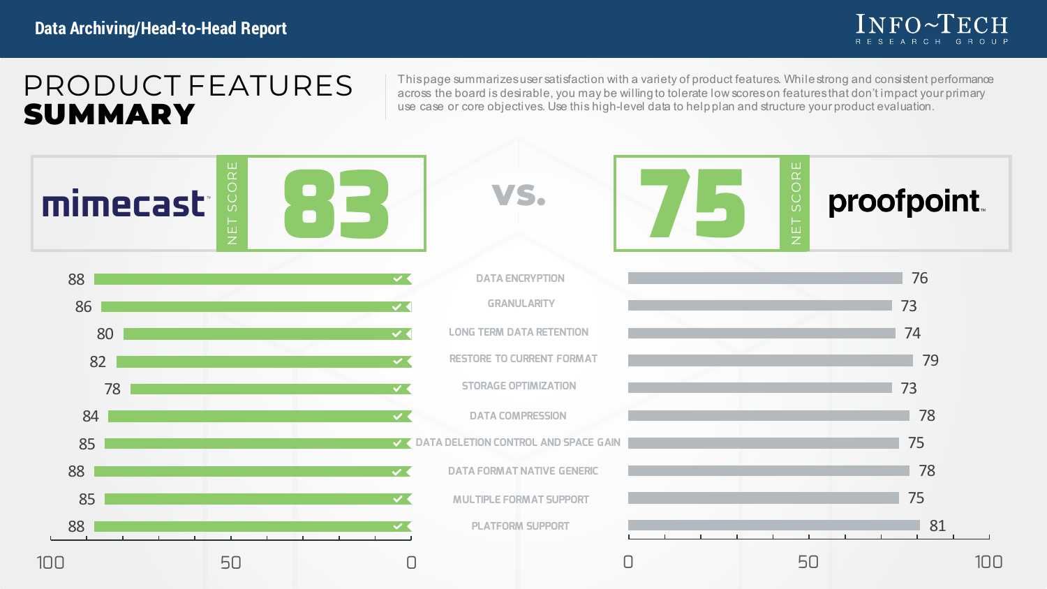# PRODUCT FEATURES **SUMMARY**

This page summarizes user satisfaction with a variety of product features. While strong and consistent performance across the board is desirable, you may be willing to tolerate low scores on features that don't impact your primary use case or core objectives. Use this high-level data to help plan and structure your product evaluation.

| mimecast | Feature | proofpoint |
|---|---|---|
| **NET SCORE 83** | vs. | **NET SCORE 75** |
| 88 | DATA ENCRYPTION | 76 |
| 86 | GRANULARITY | 73 |
| 80 | LONG TERM DATA RETENTION | 74 |
| 82 | RESTORE TO CURRENT FORMAT | 79 |
| 78 | STORAGE OPTIMIZATION | 73 |
| 84 | DATA COMPRESSION | 78 |
| 85 | DATA DELETION CONTROL AND SPACE GAIN | 75 |
| 88 | DATA FORMAT NATIVE GENERIC | 78 |
| 85 | MULTIPLE FORMAT SUPPORT | 75 |
| 88 | PLATFORM SUPPORT | 81 |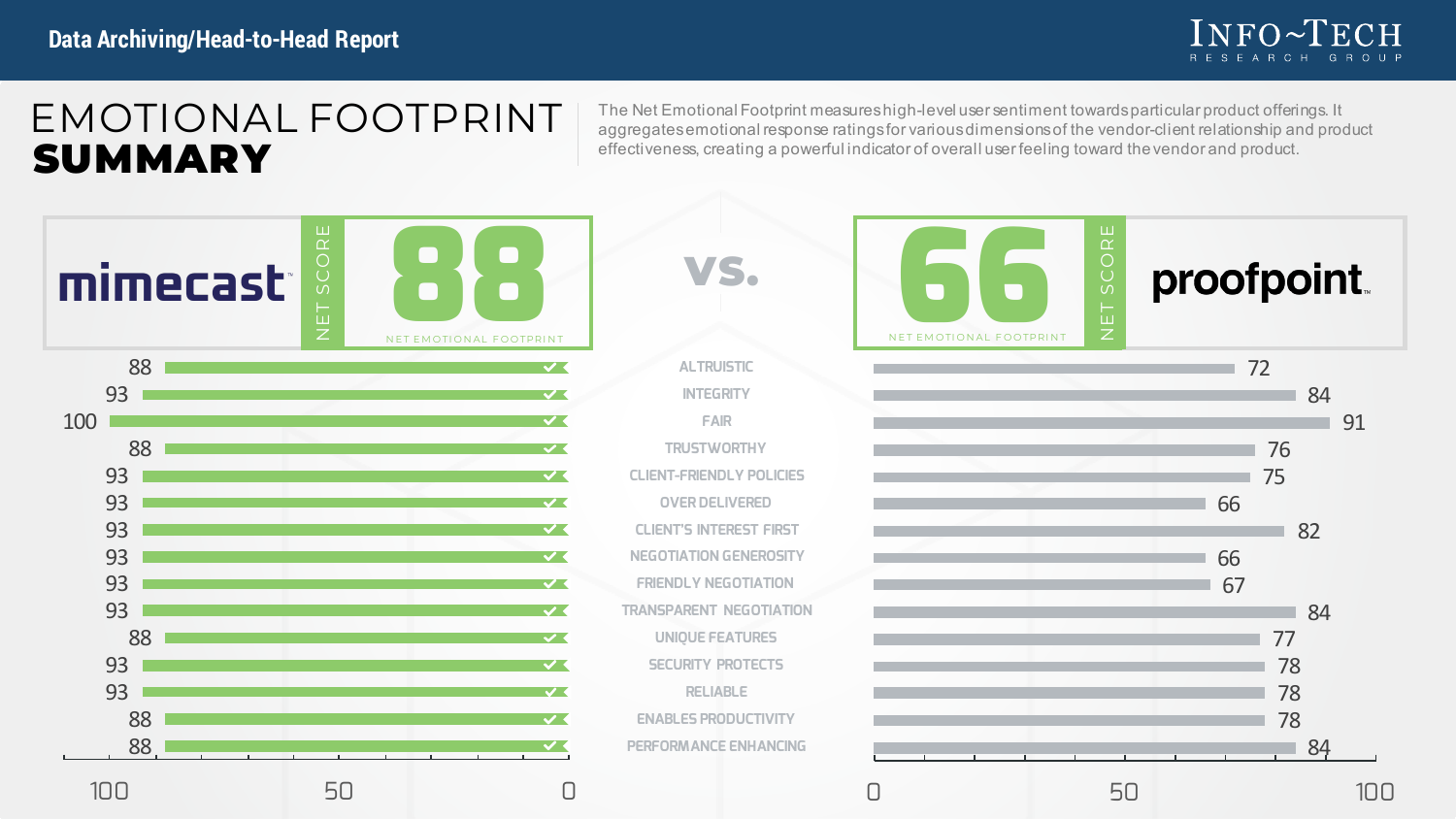# EMOTIONAL FOOTPRINT **SUMMARY**

The Net Emotional Footprint measures high-level user sentiment towards particular product offerings. It aggregates emotional response ratings for various dimensions of the vendor-client relationship and product effectiveness, creating a powerful indicator of overall user feeling toward the vendor and product.

**mimecast** — NET SCORE: **88** (NET EMOTIONAL FOOTPRINT)

vs.

**proofpoint** — NET SCORE: **66** (NET EMOTIONAL FOOTPRINT)

| mimecast | Dimension | proofpoint |
|---|---|---|
| 88 | ALTRUISTIC | 72 |
| 93 | INTEGRITY | 84 |
| 100 | FAIR | 91 |
| 88 | TRUSTWORTHY | 76 |
| 93 | CLIENT-FRIENDLY POLICIES | 75 |
| 93 | OVER DELIVERED | 66 |
| 93 | CLIENT'S INTEREST FIRST | 82 |
| 93 | NEGOTIATION GENEROSITY | 66 |
| 93 | FRIENDLY NEGOTIATION | 67 |
| 93 | TRANSPARENT NEGOTIATION | 84 |
| 88 | UNIQUE FEATURES | 77 |
| 93 | SECURITY PROTECTS | 78 |
| 93 | RELIABLE | 78 |
| 88 | ENABLES PRODUCTIVITY | 78 |
| 88 | PERFORMANCE ENHANCING | 84 |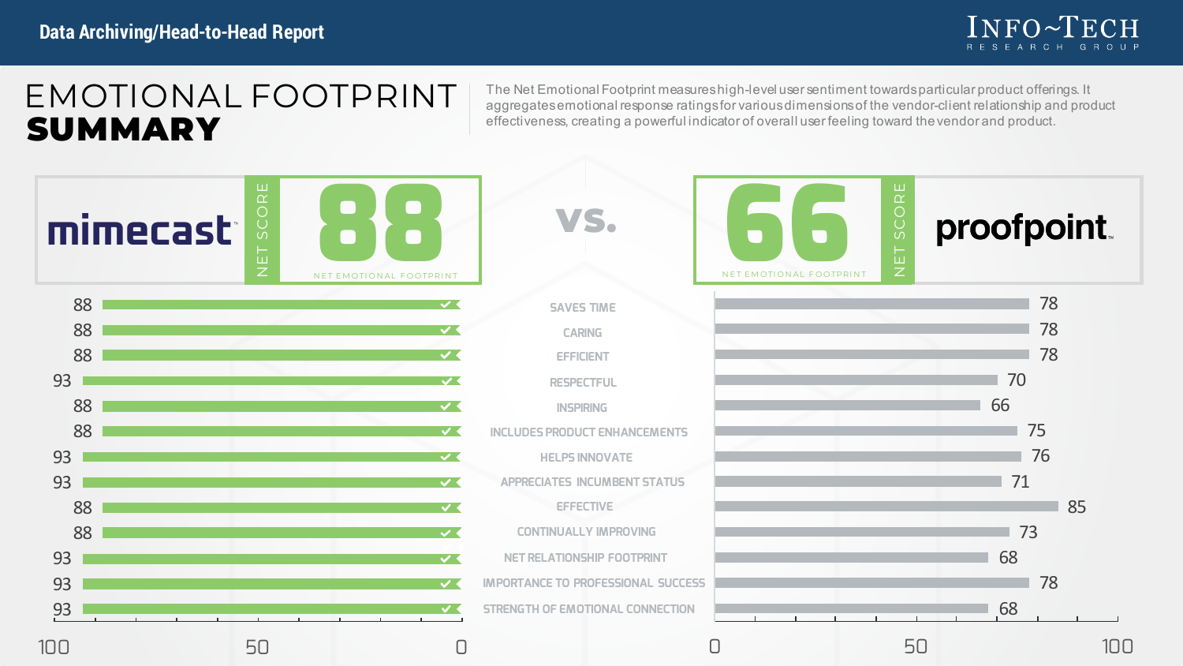Data Archiving/Head-to-Head Report

# EMOTIONAL FOOTPRINT **SUMMARY**

The Net Emotional Footprint measures high-level user sentiment towards particular product offerings. It aggregates emotional response ratings for various dimensions of the vendor-client relationship and product effectiveness, creating a powerful indicator of overall user feeling toward the vendor and product.

mimecast

NET SCORE

88

NET EMOTIONAL FOOTPRINT

vs.

66

NET EMOTIONAL FOOTPRINT

NET SCORE

proofpoint

88 SAVES TIME 78

88 CARING 78

88 EFFICIENT 78

93 RESPECTFUL 70

88 INSPIRING 66

88 INCLUDES PRODUCT ENHANCEMENTS 75

93 HELPS INNOVATE 76

93 APPRECIATES INCUMBENT STATUS 71

88 EFFECTIVE 85

88 CONTINUALLY IMPROVING 73

93 NET RELATIONSHIP FOOTPRINT 68

93 IMPORTANCE TO PROFESSIONAL SUCCESS 78

93 STRENGTH OF EMOTIONAL CONNECTION 68

100 50 0

0 50 100